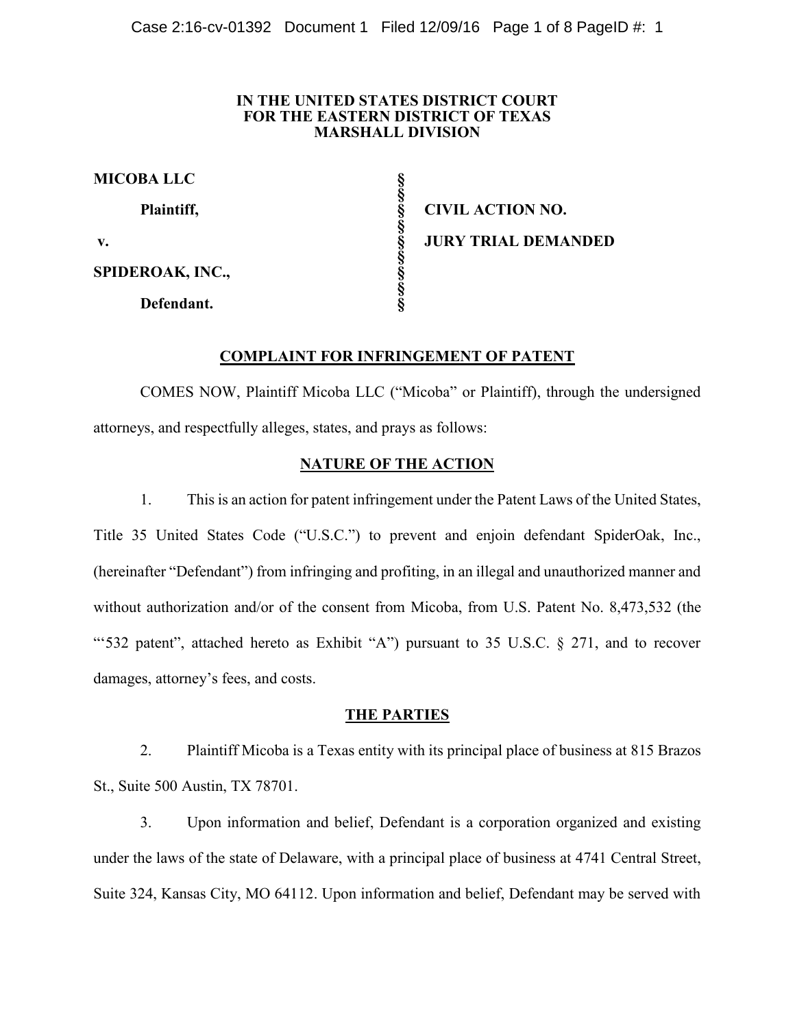**IN THE UNITED STATES DISTRICT COURT**
**FOR THE EASTERN DISTRICT OF TEXAS**
**MARSHALL DIVISION**

| | | |
|---|---|---|
| **MICOBA LLC** | § | |
| **Plaintiff,** | § | **CIVIL ACTION NO.** |
| **v.** | § | **JURY TRIAL DEMANDED** |
| **SPIDEROAK, INC.,** | § | |
| **Defendant.** | § | |

## COMPLAINT FOR INFRINGEMENT OF PATENT

COMES NOW, Plaintiff Micoba LLC ("Micoba" or Plaintiff), through the undersigned attorneys, and respectfully alleges, states, and prays as follows:

## NATURE OF THE ACTION

1. This is an action for patent infringement under the Patent Laws of the United States, Title 35 United States Code ("U.S.C.") to prevent and enjoin defendant SpiderOak, Inc., (hereinafter "Defendant") from infringing and profiting, in an illegal and unauthorized manner and without authorization and/or of the consent from Micoba, from U.S. Patent No. 8,473,532 (the "'532 patent", attached hereto as Exhibit "A") pursuant to 35 U.S.C. § 271, and to recover damages, attorney's fees, and costs.

## THE PARTIES

2. Plaintiff Micoba is a Texas entity with its principal place of business at 815 Brazos St., Suite 500 Austin, TX 78701.

3. Upon information and belief, Defendant is a corporation organized and existing under the laws of the state of Delaware, with a principal place of business at 4741 Central Street, Suite 324, Kansas City, MO 64112. Upon information and belief, Defendant may be served with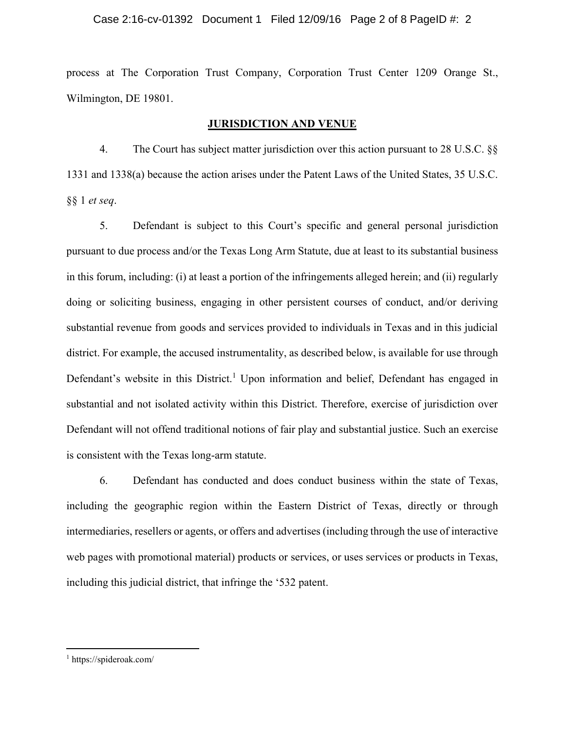process at The Corporation Trust Company, Corporation Trust Center 1209 Orange St., Wilmington, DE 19801.

## **JURISDICTION AND VENUE**

4. The Court has subject matter jurisdiction over this action pursuant to 28 U.S.C. §§ 1331 and 1338(a) because the action arises under the Patent Laws of the United States, 35 U.S.C. §§ 1 *et seq*.

5. Defendant is subject to this Court's specific and general personal jurisdiction pursuant to due process and/or the Texas Long Arm Statute, due at least to its substantial business in this forum, including: (i) at least a portion of the infringements alleged herein; and (ii) regularly doing or soliciting business, engaging in other persistent courses of conduct, and/or deriving substantial revenue from goods and services provided to individuals in Texas and in this judicial district. For example, the accused instrumentality, as described below, is available for use through Defendant's website in this District.[1] Upon information and belief, Defendant has engaged in substantial and not isolated activity within this District. Therefore, exercise of jurisdiction over Defendant will not offend traditional notions of fair play and substantial justice. Such an exercise is consistent with the Texas long-arm statute.

6. Defendant has conducted and does conduct business within the state of Texas, including the geographic region within the Eastern District of Texas, directly or through intermediaries, resellers or agents, or offers and advertises (including through the use of interactive web pages with promotional material) products or services, or uses services or products in Texas, including this judicial district, that infringe the '532 patent.

---

[1] https://spideroak.com/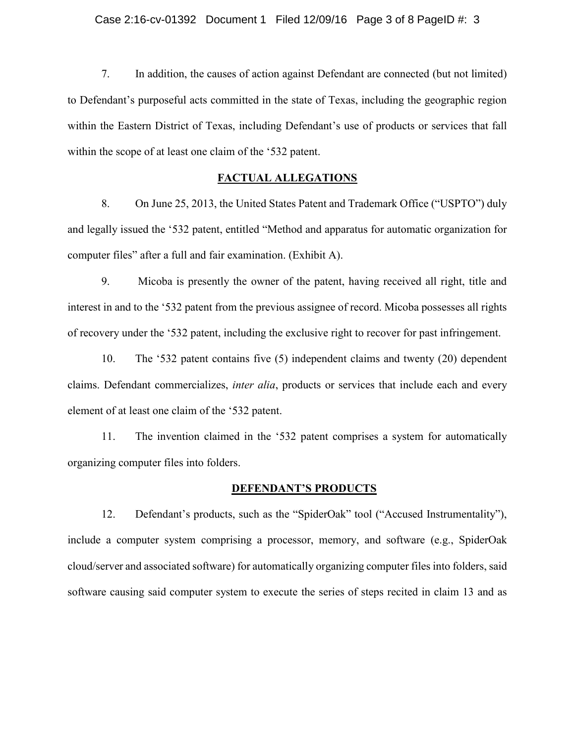7. In addition, the causes of action against Defendant are connected (but not limited) to Defendant's purposeful acts committed in the state of Texas, including the geographic region within the Eastern District of Texas, including Defendant's use of products or services that fall within the scope of at least one claim of the '532 patent.

## FACTUAL ALLEGATIONS

8. On June 25, 2013, the United States Patent and Trademark Office ("USPTO") duly and legally issued the '532 patent, entitled "Method and apparatus for automatic organization for computer files" after a full and fair examination. (Exhibit A).

9. Micoba is presently the owner of the patent, having received all right, title and interest in and to the '532 patent from the previous assignee of record. Micoba possesses all rights of recovery under the '532 patent, including the exclusive right to recover for past infringement.

10. The '532 patent contains five (5) independent claims and twenty (20) dependent claims. Defendant commercializes, *inter alia*, products or services that include each and every element of at least one claim of the '532 patent.

11. The invention claimed in the '532 patent comprises a system for automatically organizing computer files into folders.

## DEFENDANT'S PRODUCTS

12. Defendant's products, such as the "SpiderOak" tool ("Accused Instrumentality"), include a computer system comprising a processor, memory, and software (e.g., SpiderOak cloud/server and associated software) for automatically organizing computer files into folders, said software causing said computer system to execute the series of steps recited in claim 13 and as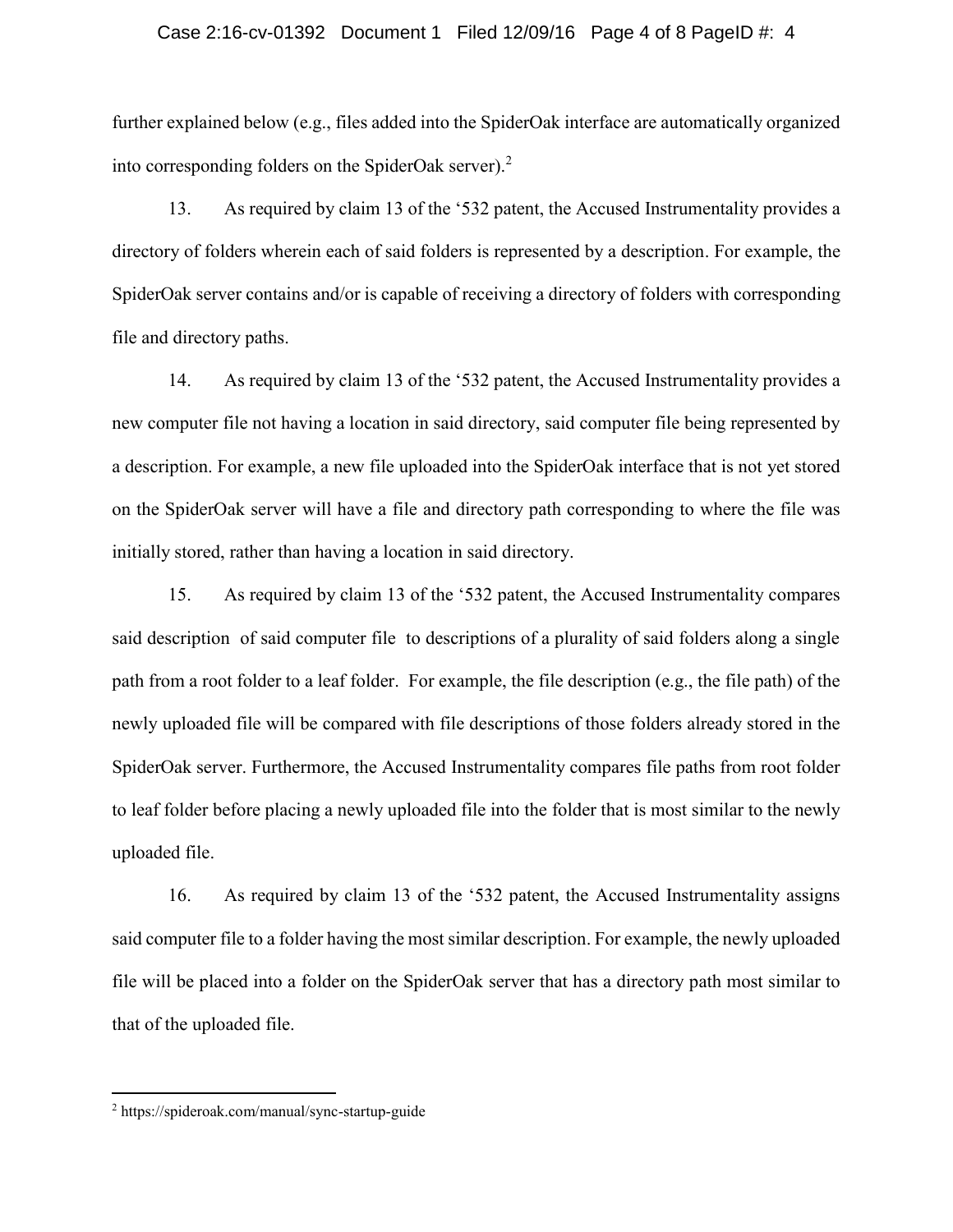further explained below (e.g., files added into the SpiderOak interface are automatically organized into corresponding folders on the SpiderOak server).[2]

13. As required by claim 13 of the '532 patent, the Accused Instrumentality provides a directory of folders wherein each of said folders is represented by a description. For example, the SpiderOak server contains and/or is capable of receiving a directory of folders with corresponding file and directory paths.

14. As required by claim 13 of the '532 patent, the Accused Instrumentality provides a new computer file not having a location in said directory, said computer file being represented by a description. For example, a new file uploaded into the SpiderOak interface that is not yet stored on the SpiderOak server will have a file and directory path corresponding to where the file was initially stored, rather than having a location in said directory.

15. As required by claim 13 of the '532 patent, the Accused Instrumentality compares said description of said computer file to descriptions of a plurality of said folders along a single path from a root folder to a leaf folder. For example, the file description (e.g., the file path) of the newly uploaded file will be compared with file descriptions of those folders already stored in the SpiderOak server. Furthermore, the Accused Instrumentality compares file paths from root folder to leaf folder before placing a newly uploaded file into the folder that is most similar to the newly uploaded file.

16. As required by claim 13 of the '532 patent, the Accused Instrumentality assigns said computer file to a folder having the most similar description. For example, the newly uploaded file will be placed into a folder on the SpiderOak server that has a directory path most similar to that of the uploaded file.

---

[2] https://spideroak.com/manual/sync-startup-guide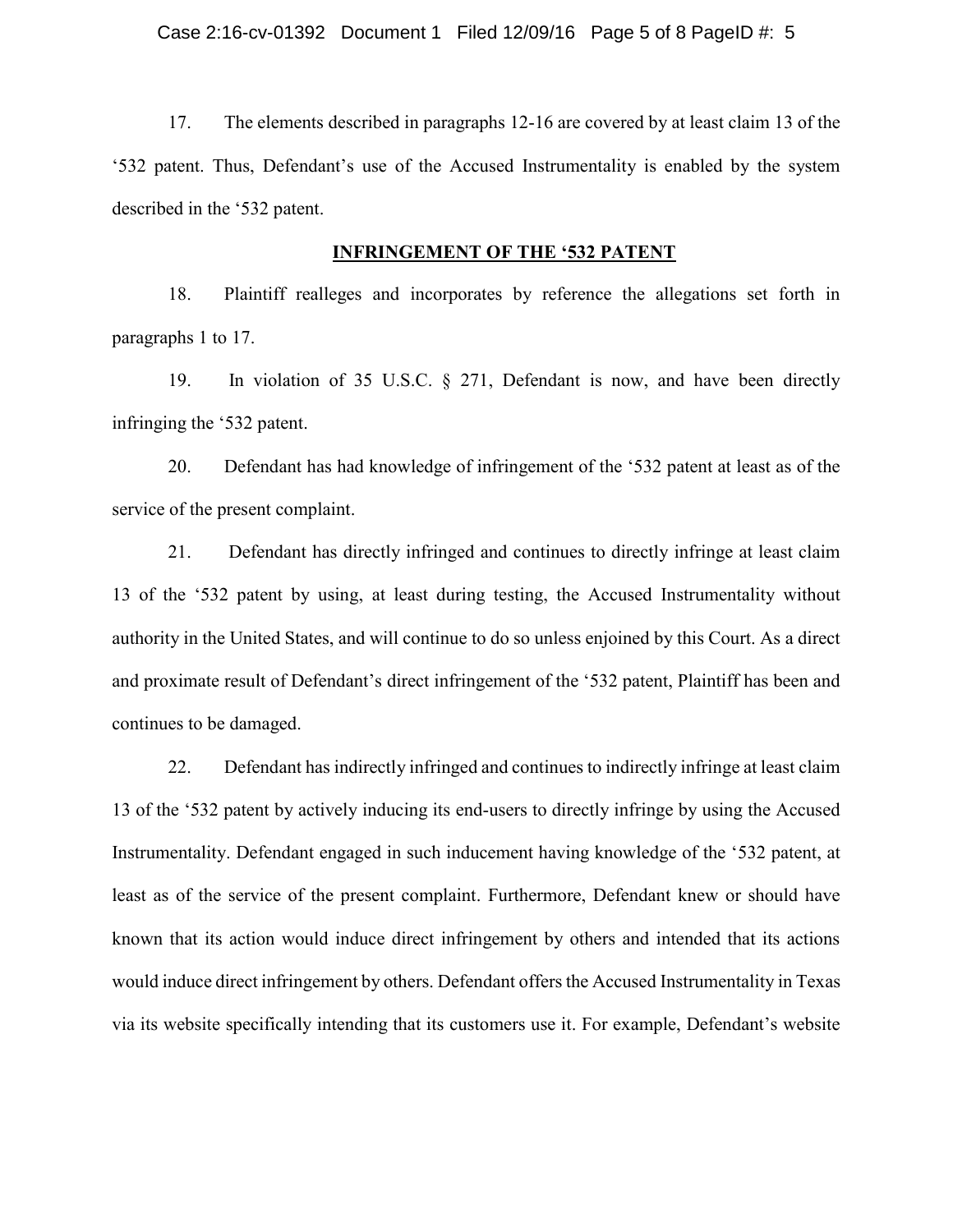17. The elements described in paragraphs 12-16 are covered by at least claim 13 of the '532 patent. Thus, Defendant's use of the Accused Instrumentality is enabled by the system described in the '532 patent.

## INFRINGEMENT OF THE '532 PATENT

18. Plaintiff realleges and incorporates by reference the allegations set forth in paragraphs 1 to 17.

19. In violation of 35 U.S.C. § 271, Defendant is now, and have been directly infringing the '532 patent.

20. Defendant has had knowledge of infringement of the '532 patent at least as of the service of the present complaint.

21. Defendant has directly infringed and continues to directly infringe at least claim 13 of the '532 patent by using, at least during testing, the Accused Instrumentality without authority in the United States, and will continue to do so unless enjoined by this Court. As a direct and proximate result of Defendant's direct infringement of the '532 patent, Plaintiff has been and continues to be damaged.

22. Defendant has indirectly infringed and continues to indirectly infringe at least claim 13 of the '532 patent by actively inducing its end-users to directly infringe by using the Accused Instrumentality. Defendant engaged in such inducement having knowledge of the '532 patent, at least as of the service of the present complaint. Furthermore, Defendant knew or should have known that its action would induce direct infringement by others and intended that its actions would induce direct infringement by others. Defendant offers the Accused Instrumentality in Texas via its website specifically intending that its customers use it. For example, Defendant's website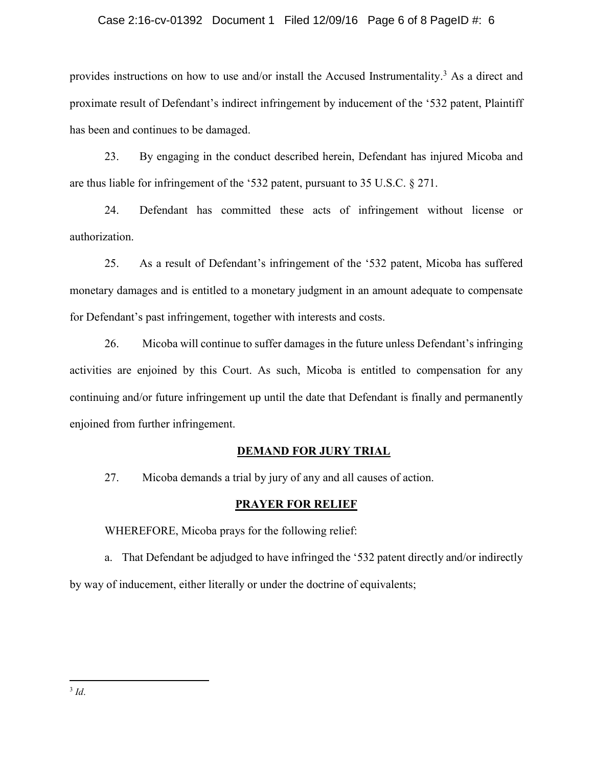provides instructions on how to use and/or install the Accused Instrumentality.[3] As a direct and proximate result of Defendant's indirect infringement by inducement of the '532 patent, Plaintiff has been and continues to be damaged.

23. By engaging in the conduct described herein, Defendant has injured Micoba and are thus liable for infringement of the '532 patent, pursuant to 35 U.S.C. § 271.

24. Defendant has committed these acts of infringement without license or authorization.

25. As a result of Defendant's infringement of the '532 patent, Micoba has suffered monetary damages and is entitled to a monetary judgment in an amount adequate to compensate for Defendant's past infringement, together with interests and costs.

26. Micoba will continue to suffer damages in the future unless Defendant's infringing activities are enjoined by this Court. As such, Micoba is entitled to compensation for any continuing and/or future infringement up until the date that Defendant is finally and permanently enjoined from further infringement.

## DEMAND FOR JURY TRIAL

27. Micoba demands a trial by jury of any and all causes of action.

## PRAYER FOR RELIEF

WHEREFORE, Micoba prays for the following relief:

a. That Defendant be adjudged to have infringed the '532 patent directly and/or indirectly by way of inducement, either literally or under the doctrine of equivalents;

---

[3] *Id*.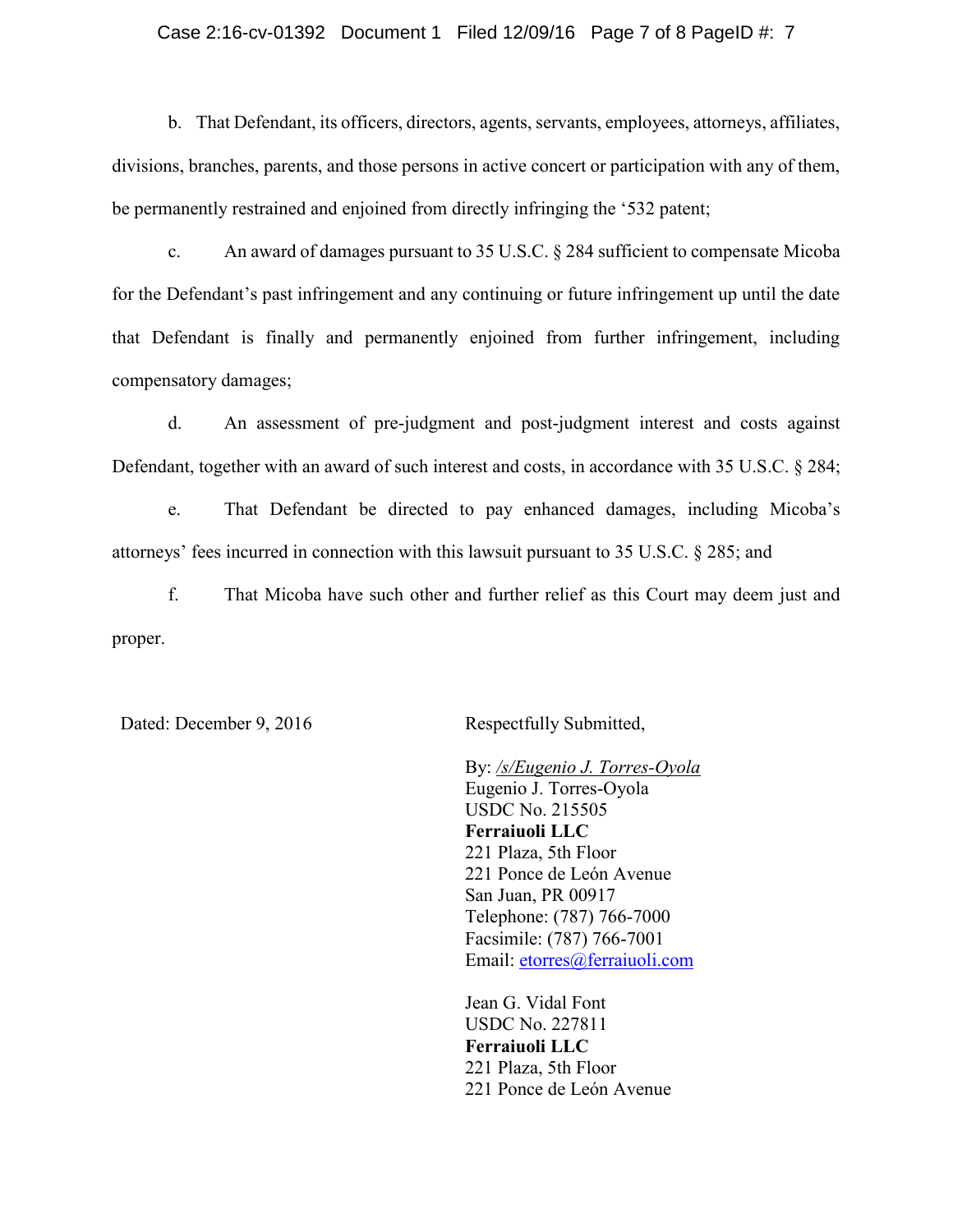b. That Defendant, its officers, directors, agents, servants, employees, attorneys, affiliates, divisions, branches, parents, and those persons in active concert or participation with any of them, be permanently restrained and enjoined from directly infringing the '532 patent;

c. An award of damages pursuant to 35 U.S.C. § 284 sufficient to compensate Micoba for the Defendant's past infringement and any continuing or future infringement up until the date that Defendant is finally and permanently enjoined from further infringement, including compensatory damages;

d. An assessment of pre-judgment and post-judgment interest and costs against Defendant, together with an award of such interest and costs, in accordance with 35 U.S.C. § 284;

e. That Defendant be directed to pay enhanced damages, including Micoba's attorneys' fees incurred in connection with this lawsuit pursuant to 35 U.S.C. § 285; and

f. That Micoba have such other and further relief as this Court may deem just and proper.

Dated: December 9, 2016

Respectfully Submitted,

By: */s/Eugenio J. Torres-Oyola*
Eugenio J. Torres-Oyola
USDC No. 215505
**Ferraiuoli LLC**
221 Plaza, 5th Floor
221 Ponce de León Avenue
San Juan, PR 00917
Telephone: (787) 766-7000
Facsimile: (787) 766-7001
Email: etorres@ferraiuoli.com

Jean G. Vidal Font
USDC No. 227811
**Ferraiuoli LLC**
221 Plaza, 5th Floor
221 Ponce de León Avenue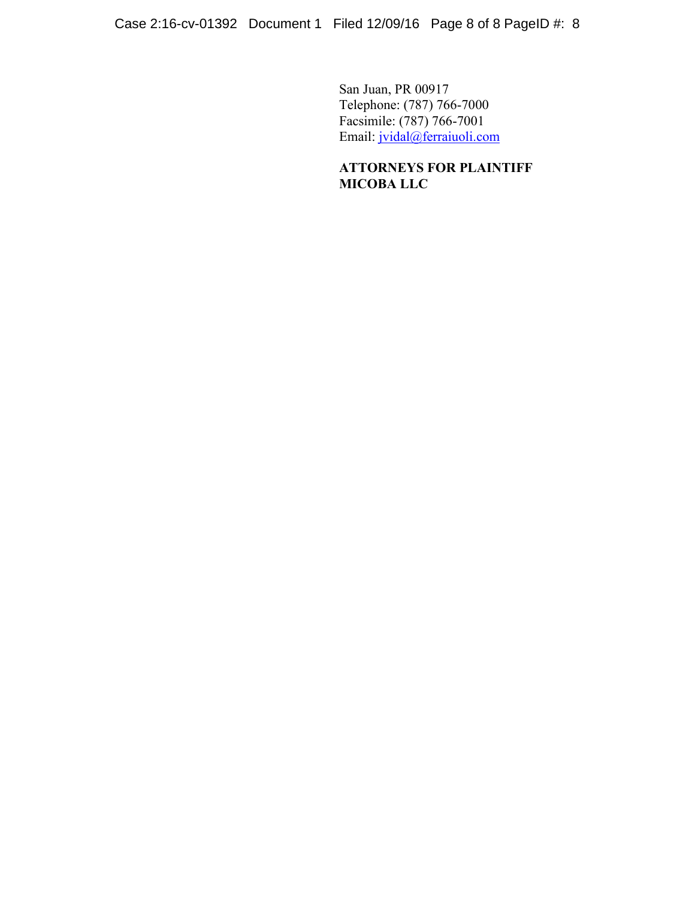San Juan, PR 00917
Telephone: (787) 766-7000
Facsimile: (787) 766-7001
Email: jvidal@ferraiuoli.com

**ATTORNEYS FOR PLAINTIFF MICOBA LLC**